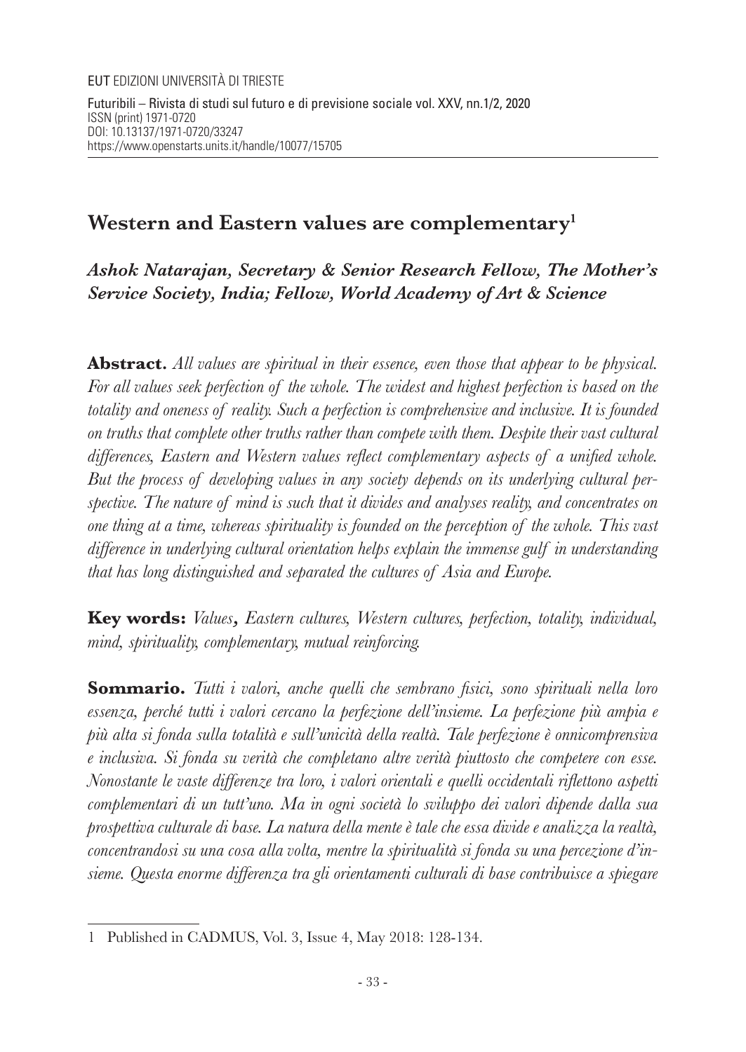EUT EDIZIONI UNIVERSITÀ DI TRIESTE

Futuribili – Rivista di studi sul futuro e di previsione sociale vol. XXV, nn.1/2, 2020
ISSN (print) 1971-0720
DOI: 10.13137/1971-0720/33247
https://www.openstarts.units.it/handle/10077/15705

# Western and Eastern values are complementary[1]

***Ashok Natarajan, Secretary & Senior Research Fellow, The Mother's Service Society, India; Fellow, World Academy of Art & Science***

**Abstract.** *All values are spiritual in their essence, even those that appear to be physical. For all values seek perfection of the whole. The widest and highest perfection is based on the totality and oneness of reality. Such a perfection is comprehensive and inclusive. It is founded on truths that complete other truths rather than compete with them. Despite their vast cultural differences, Eastern and Western values reflect complementary aspects of a unified whole. But the process of developing values in any society depends on its underlying cultural perspective. The nature of mind is such that it divides and analyses reality, and concentrates on one thing at a time, whereas spirituality is founded on the perception of the whole. This vast difference in underlying cultural orientation helps explain the immense gulf in understanding that has long distinguished and separated the cultures of Asia and Europe.*

**Key words:** *Values, Eastern cultures, Western cultures, perfection, totality, individual, mind, spirituality, complementary, mutual reinforcing.*

**Sommario.** *Tutti i valori, anche quelli che sembrano fisici, sono spirituali nella loro essenza, perché tutti i valori cercano la perfezione dell'insieme. La perfezione più ampia e più alta si fonda sulla totalità e sull'unicità della realtà. Tale perfezione è onnicomprensiva e inclusiva. Si fonda su verità che completano altre verità piuttosto che competere con esse. Nonostante le vaste differenze tra loro, i valori orientali e quelli occidentali riflettono aspetti complementari di un tutt'uno. Ma in ogni società lo sviluppo dei valori dipende dalla sua prospettiva culturale di base. La natura della mente è tale che essa divide e analizza la realtà, concentrandosi su una cosa alla volta, mentre la spiritualità si fonda su una percezione d'insieme. Questa enorme differenza tra gli orientamenti culturali di base contribuisce a spiegare*

---

[1] Published in CADMUS, Vol. 3, Issue 4, May 2018: 128-134.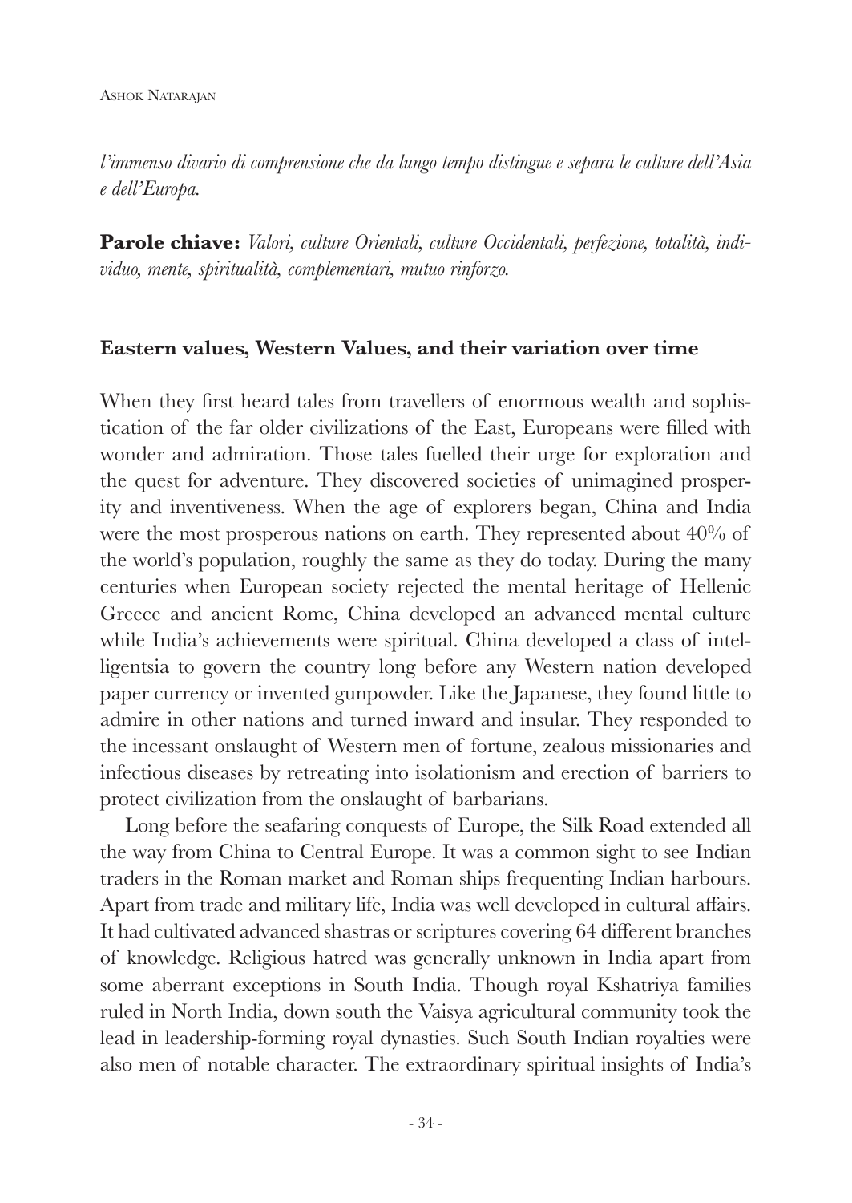*l'immenso divario di comprensione che da lungo tempo distingue e separa le culture dell'Asia e dell'Europa.*

**Parole chiave:** *Valori, culture Orientali, culture Occidentali, perfezione, totalità, individuo, mente, spiritualità, complementari, mutuo rinforzo.*

## Eastern values, Western Values, and their variation over time

When they first heard tales from travellers of enormous wealth and sophistication of the far older civilizations of the East, Europeans were filled with wonder and admiration. Those tales fuelled their urge for exploration and the quest for adventure. They discovered societies of unimagined prosperity and inventiveness. When the age of explorers began, China and India were the most prosperous nations on earth. They represented about 40% of the world's population, roughly the same as they do today. During the many centuries when European society rejected the mental heritage of Hellenic Greece and ancient Rome, China developed an advanced mental culture while India's achievements were spiritual. China developed a class of intelligentsia to govern the country long before any Western nation developed paper currency or invented gunpowder. Like the Japanese, they found little to admire in other nations and turned inward and insular. They responded to the incessant onslaught of Western men of fortune, zealous missionaries and infectious diseases by retreating into isolationism and erection of barriers to protect civilization from the onslaught of barbarians.

Long before the seafaring conquests of Europe, the Silk Road extended all the way from China to Central Europe. It was a common sight to see Indian traders in the Roman market and Roman ships frequenting Indian harbours. Apart from trade and military life, India was well developed in cultural affairs. It had cultivated advanced shastras or scriptures covering 64 different branches of knowledge. Religious hatred was generally unknown in India apart from some aberrant exceptions in South India. Though royal Kshatriya families ruled in North India, down south the Vaisya agricultural community took the lead in leadership-forming royal dynasties. Such South Indian royalties were also men of notable character. The extraordinary spiritual insights of India's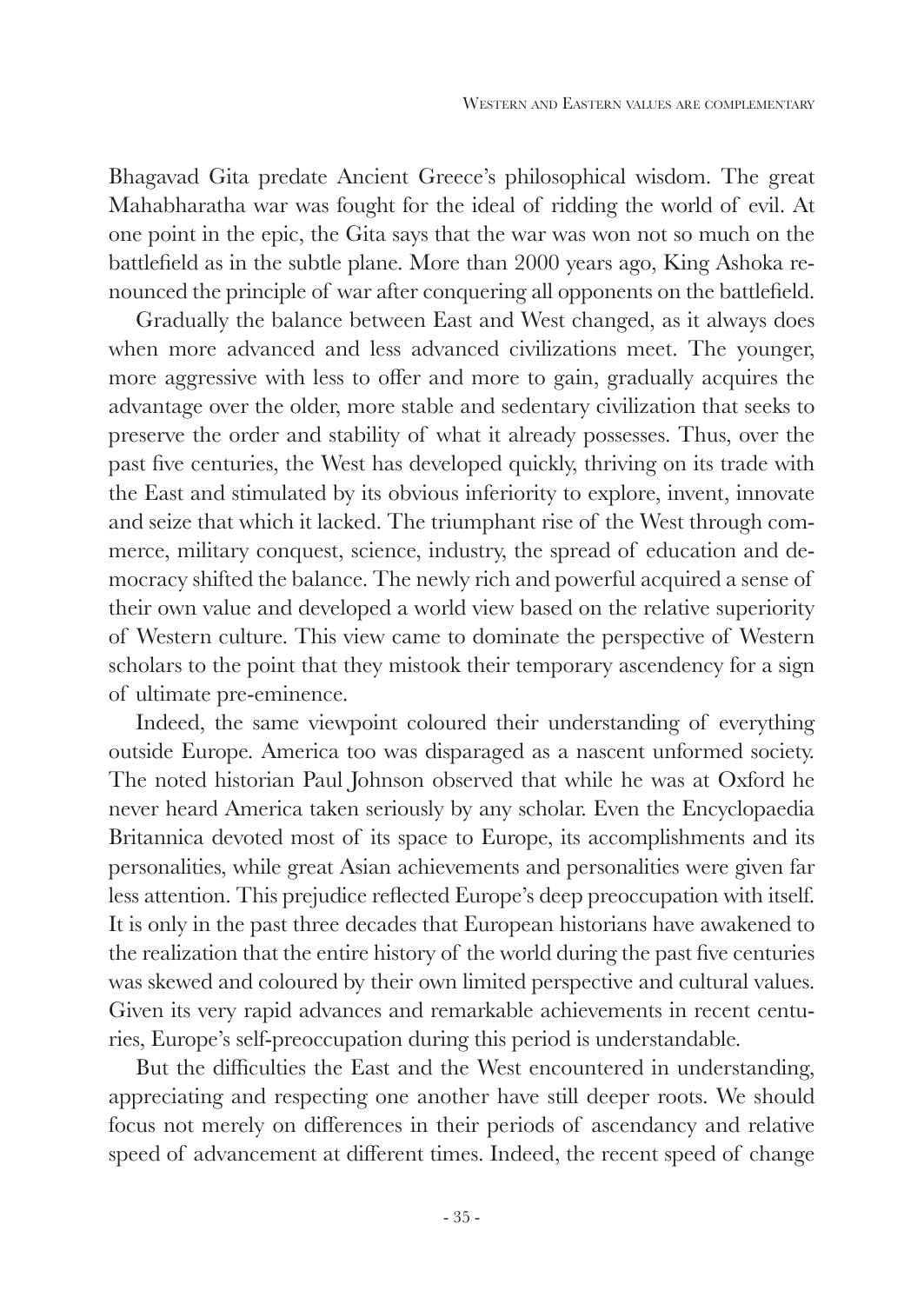Bhagavad Gita predate Ancient Greece's philosophical wisdom. The great Mahabharatha war was fought for the ideal of ridding the world of evil. At one point in the epic, the Gita says that the war was won not so much on the battlefield as in the subtle plane. More than 2000 years ago, King Ashoka renounced the principle of war after conquering all opponents on the battlefield.

Gradually the balance between East and West changed, as it always does when more advanced and less advanced civilizations meet. The younger, more aggressive with less to offer and more to gain, gradually acquires the advantage over the older, more stable and sedentary civilization that seeks to preserve the order and stability of what it already possesses. Thus, over the past five centuries, the West has developed quickly, thriving on its trade with the East and stimulated by its obvious inferiority to explore, invent, innovate and seize that which it lacked. The triumphant rise of the West through commerce, military conquest, science, industry, the spread of education and democracy shifted the balance. The newly rich and powerful acquired a sense of their own value and developed a world view based on the relative superiority of Western culture. This view came to dominate the perspective of Western scholars to the point that they mistook their temporary ascendency for a sign of ultimate pre-eminence.

Indeed, the same viewpoint coloured their understanding of everything outside Europe. America too was disparaged as a nascent unformed society. The noted historian Paul Johnson observed that while he was at Oxford he never heard America taken seriously by any scholar. Even the Encyclopaedia Britannica devoted most of its space to Europe, its accomplishments and its personalities, while great Asian achievements and personalities were given far less attention. This prejudice reflected Europe's deep preoccupation with itself. It is only in the past three decades that European historians have awakened to the realization that the entire history of the world during the past five centuries was skewed and coloured by their own limited perspective and cultural values. Given its very rapid advances and remarkable achievements in recent centuries, Europe's self-preoccupation during this period is understandable.

But the difficulties the East and the West encountered in understanding, appreciating and respecting one another have still deeper roots. We should focus not merely on differences in their periods of ascendancy and relative speed of advancement at different times. Indeed, the recent speed of change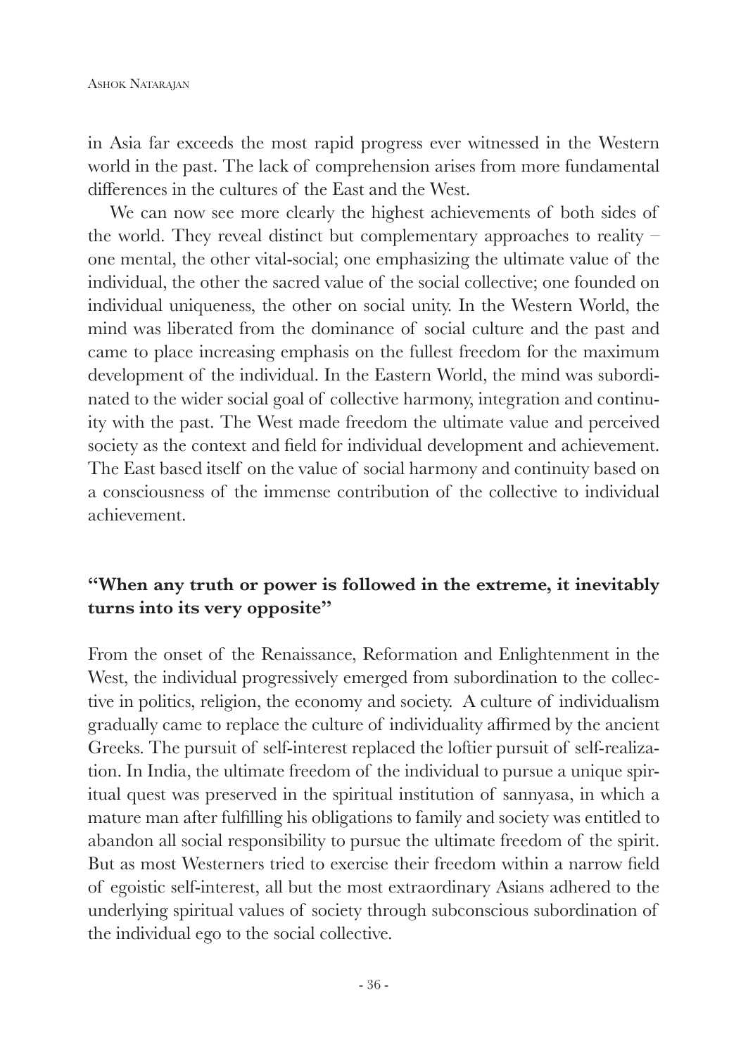in Asia far exceeds the most rapid progress ever witnessed in the Western world in the past. The lack of comprehension arises from more fundamental differences in the cultures of the East and the West.

We can now see more clearly the highest achievements of both sides of the world. They reveal distinct but complementary approaches to reality – one mental, the other vital-social; one emphasizing the ultimate value of the individual, the other the sacred value of the social collective; one founded on individual uniqueness, the other on social unity. In the Western World, the mind was liberated from the dominance of social culture and the past and came to place increasing emphasis on the fullest freedom for the maximum development of the individual. In the Eastern World, the mind was subordinated to the wider social goal of collective harmony, integration and continuity with the past. The West made freedom the ultimate value and perceived society as the context and field for individual development and achievement. The East based itself on the value of social harmony and continuity based on a consciousness of the immense contribution of the collective to individual achievement.

**"When any truth or power is followed in the extreme, it inevitably turns into its very opposite"**

From the onset of the Renaissance, Reformation and Enlightenment in the West, the individual progressively emerged from subordination to the collective in politics, religion, the economy and society. A culture of individualism gradually came to replace the culture of individuality affirmed by the ancient Greeks. The pursuit of self-interest replaced the loftier pursuit of self-realization. In India, the ultimate freedom of the individual to pursue a unique spiritual quest was preserved in the spiritual institution of sannyasa, in which a mature man after fulfilling his obligations to family and society was entitled to abandon all social responsibility to pursue the ultimate freedom of the spirit. But as most Westerners tried to exercise their freedom within a narrow field of egoistic self-interest, all but the most extraordinary Asians adhered to the underlying spiritual values of society through subconscious subordination of the individual ego to the social collective.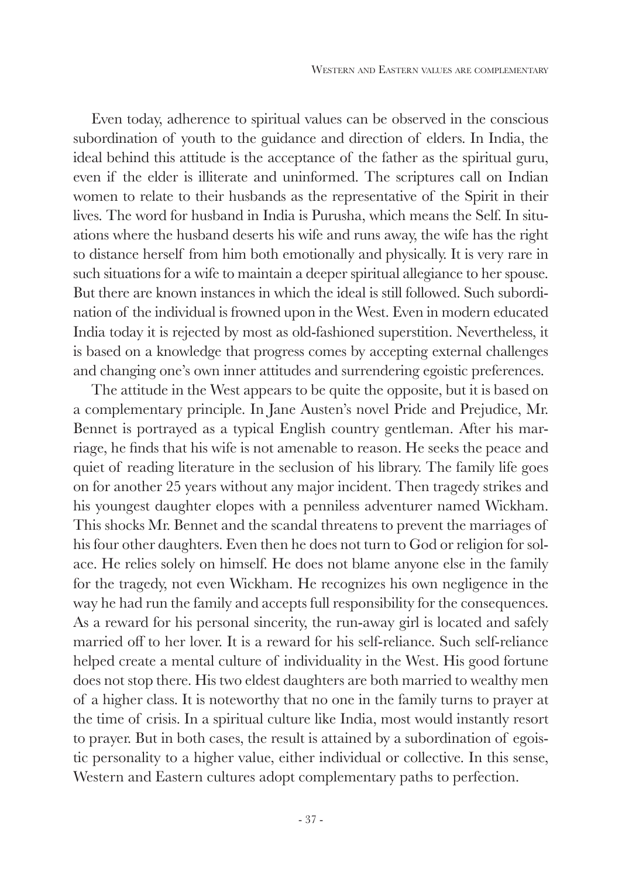Even today, adherence to spiritual values can be observed in the conscious subordination of youth to the guidance and direction of elders. In India, the ideal behind this attitude is the acceptance of the father as the spiritual guru, even if the elder is illiterate and uninformed. The scriptures call on Indian women to relate to their husbands as the representative of the Spirit in their lives. The word for husband in India is Purusha, which means the Self. In situations where the husband deserts his wife and runs away, the wife has the right to distance herself from him both emotionally and physically. It is very rare in such situations for a wife to maintain a deeper spiritual allegiance to her spouse. But there are known instances in which the ideal is still followed. Such subordination of the individual is frowned upon in the West. Even in modern educated India today it is rejected by most as old-fashioned superstition. Nevertheless, it is based on a knowledge that progress comes by accepting external challenges and changing one's own inner attitudes and surrendering egoistic preferences.

The attitude in the West appears to be quite the opposite, but it is based on a complementary principle. In Jane Austen's novel Pride and Prejudice, Mr. Bennet is portrayed as a typical English country gentleman. After his marriage, he finds that his wife is not amenable to reason. He seeks the peace and quiet of reading literature in the seclusion of his library. The family life goes on for another 25 years without any major incident. Then tragedy strikes and his youngest daughter elopes with a penniless adventurer named Wickham. This shocks Mr. Bennet and the scandal threatens to prevent the marriages of his four other daughters. Even then he does not turn to God or religion for solace. He relies solely on himself. He does not blame anyone else in the family for the tragedy, not even Wickham. He recognizes his own negligence in the way he had run the family and accepts full responsibility for the consequences. As a reward for his personal sincerity, the run-away girl is located and safely married off to her lover. It is a reward for his self-reliance. Such self-reliance helped create a mental culture of individuality in the West. His good fortune does not stop there. His two eldest daughters are both married to wealthy men of a higher class. It is noteworthy that no one in the family turns to prayer at the time of crisis. In a spiritual culture like India, most would instantly resort to prayer. But in both cases, the result is attained by a subordination of egoistic personality to a higher value, either individual or collective. In this sense, Western and Eastern cultures adopt complementary paths to perfection.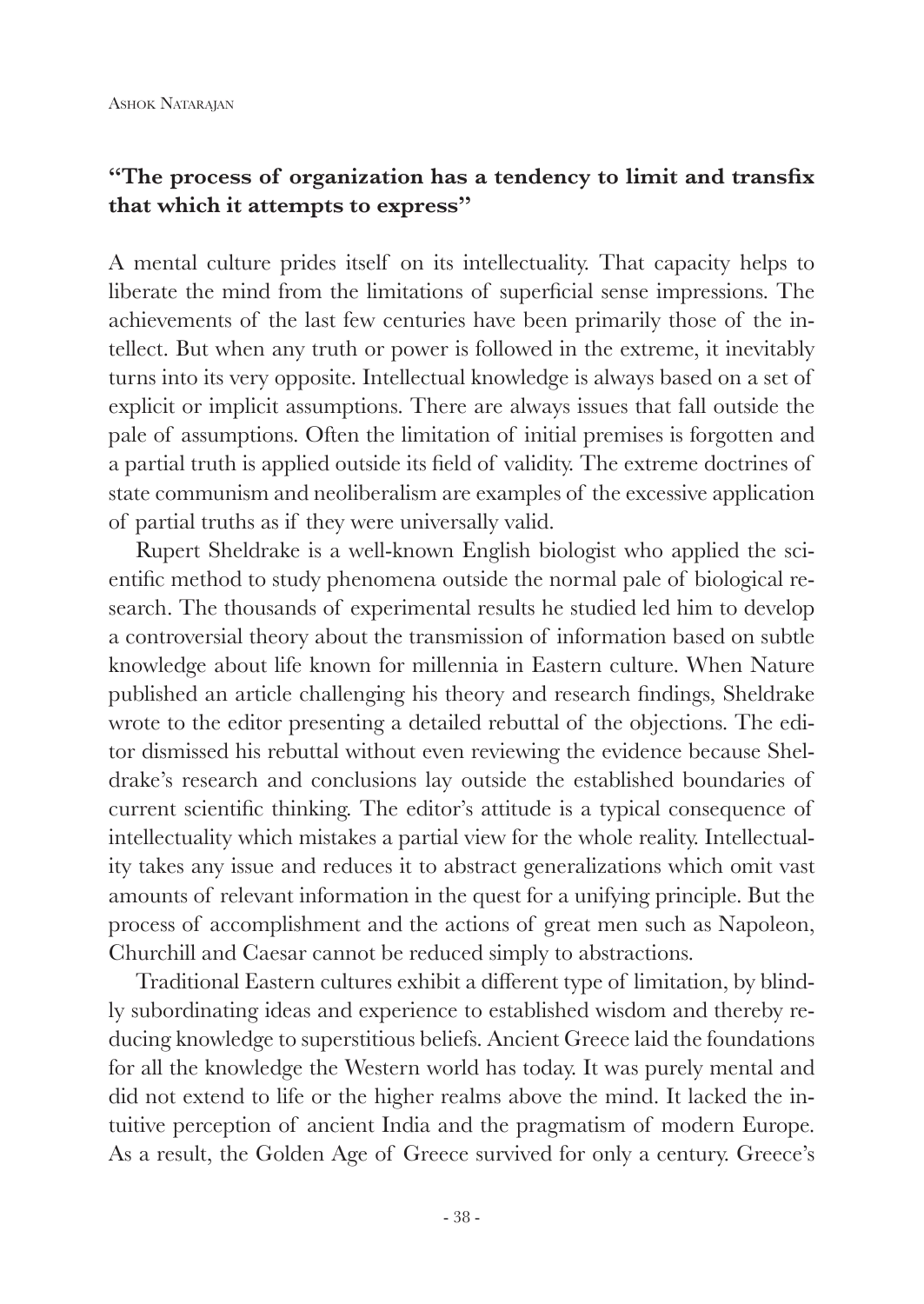**"The process of organization has a tendency to limit and transfix that which it attempts to express"**

A mental culture prides itself on its intellectuality. That capacity helps to liberate the mind from the limitations of superficial sense impressions. The achievements of the last few centuries have been primarily those of the intellect. But when any truth or power is followed in the extreme, it inevitably turns into its very opposite. Intellectual knowledge is always based on a set of explicit or implicit assumptions. There are always issues that fall outside the pale of assumptions. Often the limitation of initial premises is forgotten and a partial truth is applied outside its field of validity. The extreme doctrines of state communism and neoliberalism are examples of the excessive application of partial truths as if they were universally valid.

Rupert Sheldrake is a well-known English biologist who applied the scientific method to study phenomena outside the normal pale of biological research. The thousands of experimental results he studied led him to develop a controversial theory about the transmission of information based on subtle knowledge about life known for millennia in Eastern culture. When Nature published an article challenging his theory and research findings, Sheldrake wrote to the editor presenting a detailed rebuttal of the objections. The editor dismissed his rebuttal without even reviewing the evidence because Sheldrake's research and conclusions lay outside the established boundaries of current scientific thinking. The editor's attitude is a typical consequence of intellectuality which mistakes a partial view for the whole reality. Intellectuality takes any issue and reduces it to abstract generalizations which omit vast amounts of relevant information in the quest for a unifying principle. But the process of accomplishment and the actions of great men such as Napoleon, Churchill and Caesar cannot be reduced simply to abstractions.

Traditional Eastern cultures exhibit a different type of limitation, by blindly subordinating ideas and experience to established wisdom and thereby reducing knowledge to superstitious beliefs. Ancient Greece laid the foundations for all the knowledge the Western world has today. It was purely mental and did not extend to life or the higher realms above the mind. It lacked the intuitive perception of ancient India and the pragmatism of modern Europe. As a result, the Golden Age of Greece survived for only a century. Greece's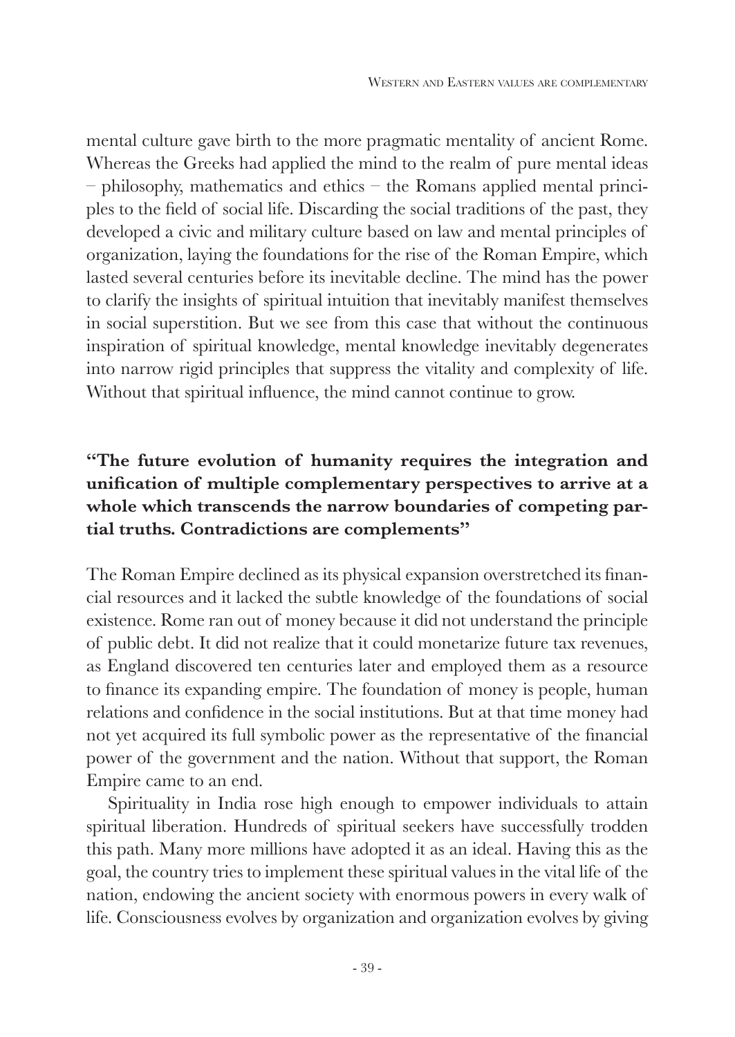mental culture gave birth to the more pragmatic mentality of ancient Rome. Whereas the Greeks had applied the mind to the realm of pure mental ideas – philosophy, mathematics and ethics – the Romans applied mental principles to the field of social life. Discarding the social traditions of the past, they developed a civic and military culture based on law and mental principles of organization, laying the foundations for the rise of the Roman Empire, which lasted several centuries before its inevitable decline. The mind has the power to clarify the insights of spiritual intuition that inevitably manifest themselves in social superstition. But we see from this case that without the continuous inspiration of spiritual knowledge, mental knowledge inevitably degenerates into narrow rigid principles that suppress the vitality and complexity of life. Without that spiritual influence, the mind cannot continue to grow.

**"The future evolution of humanity requires the integration and unification of multiple complementary perspectives to arrive at a whole which transcends the narrow boundaries of competing partial truths. Contradictions are complements"**

The Roman Empire declined as its physical expansion overstretched its financial resources and it lacked the subtle knowledge of the foundations of social existence. Rome ran out of money because it did not understand the principle of public debt. It did not realize that it could monetarize future tax revenues, as England discovered ten centuries later and employed them as a resource to finance its expanding empire. The foundation of money is people, human relations and confidence in the social institutions. But at that time money had not yet acquired its full symbolic power as the representative of the financial power of the government and the nation. Without that support, the Roman Empire came to an end.

Spirituality in India rose high enough to empower individuals to attain spiritual liberation. Hundreds of spiritual seekers have successfully trodden this path. Many more millions have adopted it as an ideal. Having this as the goal, the country tries to implement these spiritual values in the vital life of the nation, endowing the ancient society with enormous powers in every walk of life. Consciousness evolves by organization and organization evolves by giving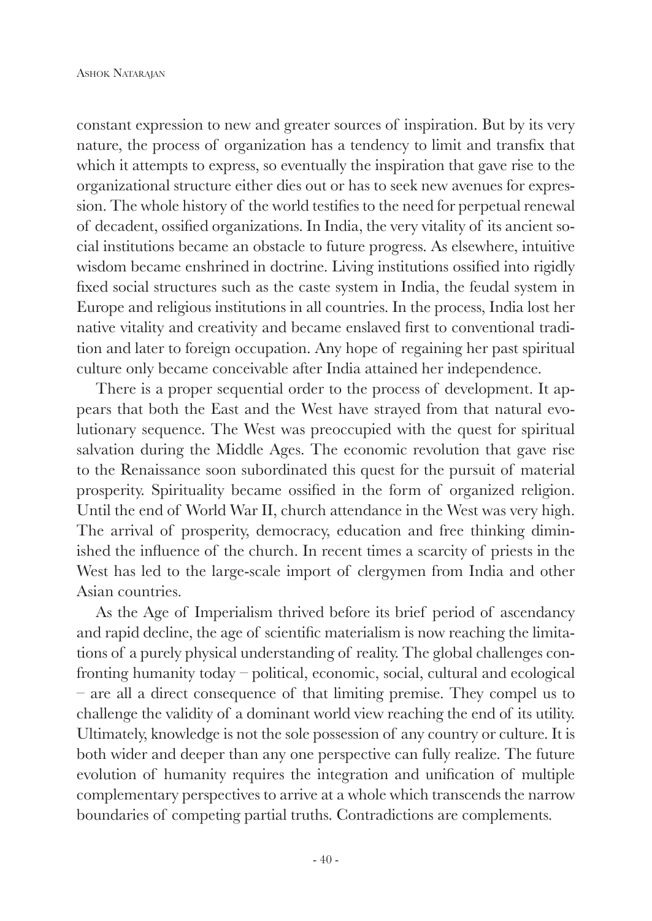constant expression to new and greater sources of inspiration. But by its very nature, the process of organization has a tendency to limit and transfix that which it attempts to express, so eventually the inspiration that gave rise to the organizational structure either dies out or has to seek new avenues for expression. The whole history of the world testifies to the need for perpetual renewal of decadent, ossified organizations. In India, the very vitality of its ancient social institutions became an obstacle to future progress. As elsewhere, intuitive wisdom became enshrined in doctrine. Living institutions ossified into rigidly fixed social structures such as the caste system in India, the feudal system in Europe and religious institutions in all countries. In the process, India lost her native vitality and creativity and became enslaved first to conventional tradition and later to foreign occupation. Any hope of regaining her past spiritual culture only became conceivable after India attained her independence.

There is a proper sequential order to the process of development. It appears that both the East and the West have strayed from that natural evolutionary sequence. The West was preoccupied with the quest for spiritual salvation during the Middle Ages. The economic revolution that gave rise to the Renaissance soon subordinated this quest for the pursuit of material prosperity. Spirituality became ossified in the form of organized religion. Until the end of World War II, church attendance in the West was very high. The arrival of prosperity, democracy, education and free thinking diminished the influence of the church. In recent times a scarcity of priests in the West has led to the large-scale import of clergymen from India and other Asian countries.

As the Age of Imperialism thrived before its brief period of ascendancy and rapid decline, the age of scientific materialism is now reaching the limitations of a purely physical understanding of reality. The global challenges confronting humanity today – political, economic, social, cultural and ecological – are all a direct consequence of that limiting premise. They compel us to challenge the validity of a dominant world view reaching the end of its utility. Ultimately, knowledge is not the sole possession of any country or culture. It is both wider and deeper than any one perspective can fully realize. The future evolution of humanity requires the integration and unification of multiple complementary perspectives to arrive at a whole which transcends the narrow boundaries of competing partial truths. Contradictions are complements.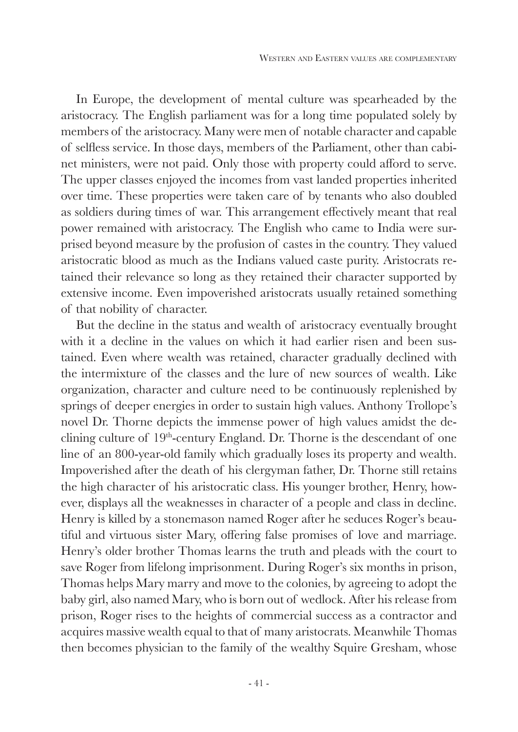In Europe, the development of mental culture was spearheaded by the aristocracy. The English parliament was for a long time populated solely by members of the aristocracy. Many were men of notable character and capable of selfless service. In those days, members of the Parliament, other than cabinet ministers, were not paid. Only those with property could afford to serve. The upper classes enjoyed the incomes from vast landed properties inherited over time. These properties were taken care of by tenants who also doubled as soldiers during times of war. This arrangement effectively meant that real power remained with aristocracy. The English who came to India were surprised beyond measure by the profusion of castes in the country. They valued aristocratic blood as much as the Indians valued caste purity. Aristocrats retained their relevance so long as they retained their character supported by extensive income. Even impoverished aristocrats usually retained something of that nobility of character.

But the decline in the status and wealth of aristocracy eventually brought with it a decline in the values on which it had earlier risen and been sustained. Even where wealth was retained, character gradually declined with the intermixture of the classes and the lure of new sources of wealth. Like organization, character and culture need to be continuously replenished by springs of deeper energies in order to sustain high values. Anthony Trollope's novel Dr. Thorne depicts the immense power of high values amidst the declining culture of 19th-century England. Dr. Thorne is the descendant of one line of an 800-year-old family which gradually loses its property and wealth. Impoverished after the death of his clergyman father, Dr. Thorne still retains the high character of his aristocratic class. His younger brother, Henry, however, displays all the weaknesses in character of a people and class in decline. Henry is killed by a stonemason named Roger after he seduces Roger's beautiful and virtuous sister Mary, offering false promises of love and marriage. Henry's older brother Thomas learns the truth and pleads with the court to save Roger from lifelong imprisonment. During Roger's six months in prison, Thomas helps Mary marry and move to the colonies, by agreeing to adopt the baby girl, also named Mary, who is born out of wedlock. After his release from prison, Roger rises to the heights of commercial success as a contractor and acquires massive wealth equal to that of many aristocrats. Meanwhile Thomas then becomes physician to the family of the wealthy Squire Gresham, whose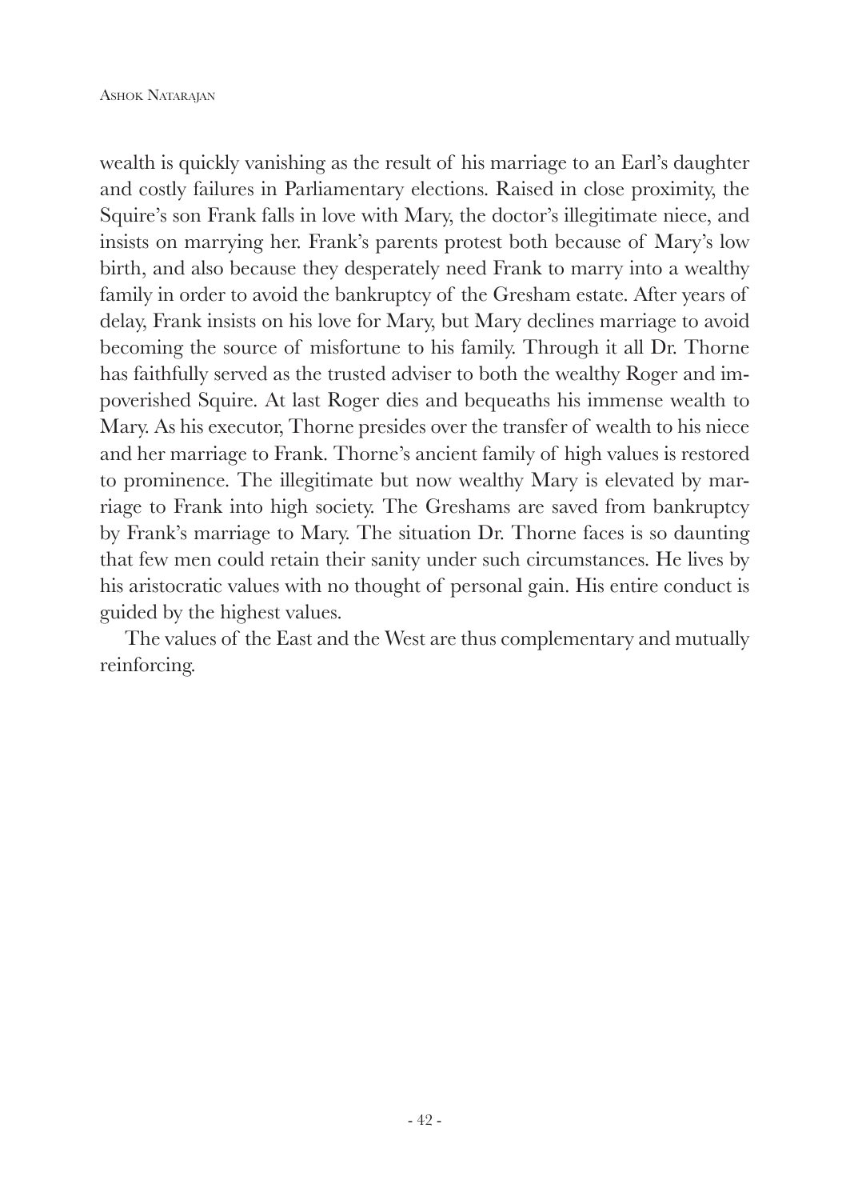wealth is quickly vanishing as the result of his marriage to an Earl's daughter and costly failures in Parliamentary elections. Raised in close proximity, the Squire's son Frank falls in love with Mary, the doctor's illegitimate niece, and insists on marrying her. Frank's parents protest both because of Mary's low birth, and also because they desperately need Frank to marry into a wealthy family in order to avoid the bankruptcy of the Gresham estate. After years of delay, Frank insists on his love for Mary, but Mary declines marriage to avoid becoming the source of misfortune to his family. Through it all Dr. Thorne has faithfully served as the trusted adviser to both the wealthy Roger and impoverished Squire. At last Roger dies and bequeaths his immense wealth to Mary. As his executor, Thorne presides over the transfer of wealth to his niece and her marriage to Frank. Thorne's ancient family of high values is restored to prominence. The illegitimate but now wealthy Mary is elevated by marriage to Frank into high society. The Greshams are saved from bankruptcy by Frank's marriage to Mary. The situation Dr. Thorne faces is so daunting that few men could retain their sanity under such circumstances. He lives by his aristocratic values with no thought of personal gain. His entire conduct is guided by the highest values.

The values of the East and the West are thus complementary and mutually reinforcing.